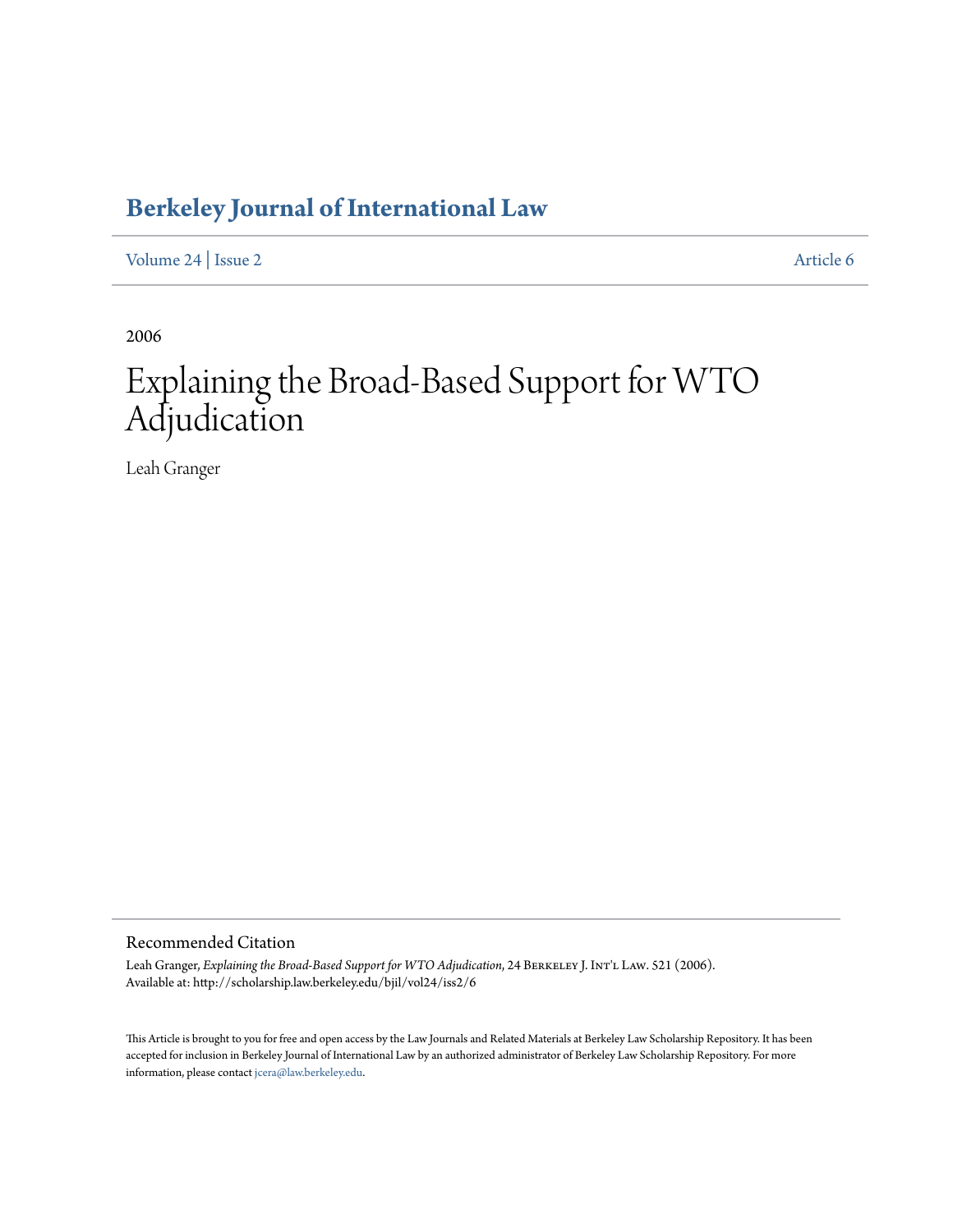# Berkeley Journal of International Law

Volume 24 | Issue 2 Article 6

2006

# Explaining the Broad-Based Support for WTO Adjudication

Leah Granger

## Recommended Citation

Leah Granger, *Explaining the Broad-Based Support for WTO Adjudication*, 24 Berkeley J. Int'l Law. 521 (2006).
Available at: http://scholarship.law.berkeley.edu/bjil/vol24/iss2/6

This Article is brought to you for free and open access by the Law Journals and Related Materials at Berkeley Law Scholarship Repository. It has been accepted for inclusion in Berkeley Journal of International Law by an authorized administrator of Berkeley Law Scholarship Repository. For more information, please contact jcera@law.berkeley.edu.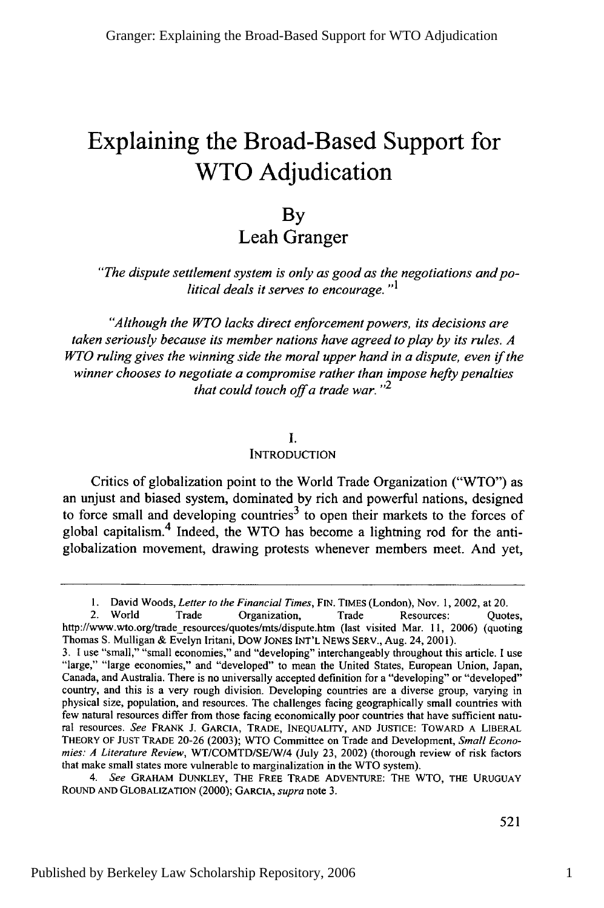# Explaining the Broad-Based Support for WTO Adjudication

By

Leah Granger

*"The dispute settlement system is only as good as the negotiations and political deals it serves to encourage."*[1]

*"Although the WTO lacks direct enforcement powers, its decisions are taken seriously because its member nations have agreed to play by its rules. A WTO ruling gives the winning side the moral upper hand in a dispute, even if the winner chooses to negotiate a compromise rather than impose hefty penalties that could touch off a trade war."*[2]

## I.
## INTRODUCTION

Critics of globalization point to the World Trade Organization ("WTO") as an unjust and biased system, dominated by rich and powerful nations, designed to force small and developing countries[3] to open their markets to the forces of global capitalism.[4] Indeed, the WTO has become a lightning rod for the anti-globalization movement, drawing protests whenever members meet. And yet,

---

1. David Woods, *Letter to the Financial Times*, FIN. TIMES (London), Nov. 1, 2002, at 20.

2. World Trade Organization, Trade Resources: Quotes, http://www.wto.org/trade_resources/quotes/mts/dispute.htm (last visited Mar. 11, 2006) (quoting Thomas S. Mulligan & Evelyn Iritani, DOW JONES INT'L NEWS SERV., Aug. 24, 2001).

3. I use "small," "small economies," and "developing" interchangeably throughout this article. I use "large," "large economies," and "developed" to mean the United States, European Union, Japan, Canada, and Australia. There is no universally accepted definition for a "developing" or "developed" country, and this is a very rough division. Developing countries are a diverse group, varying in physical size, population, and resources. The challenges facing geographically small countries with few natural resources differ from those facing economically poor countries that have sufficient natural resources. *See* FRANK J. GARCIA, TRADE, INEQUALITY, AND JUSTICE: TOWARD A LIBERAL THEORY OF JUST TRADE 20-26 (2003); WTO Committee on Trade and Development, *Small Economies: A Literature Review*, WT/COMTD/SE/W/4 (July 23, 2002) (thorough review of risk factors that make small states more vulnerable to marginalization in the WTO system).

4. *See* GRAHAM DUNKLEY, THE FREE TRADE ADVENTURE: THE WTO, THE URUGUAY ROUND AND GLOBALIZATION (2000); GARCIA, *supra* note 3.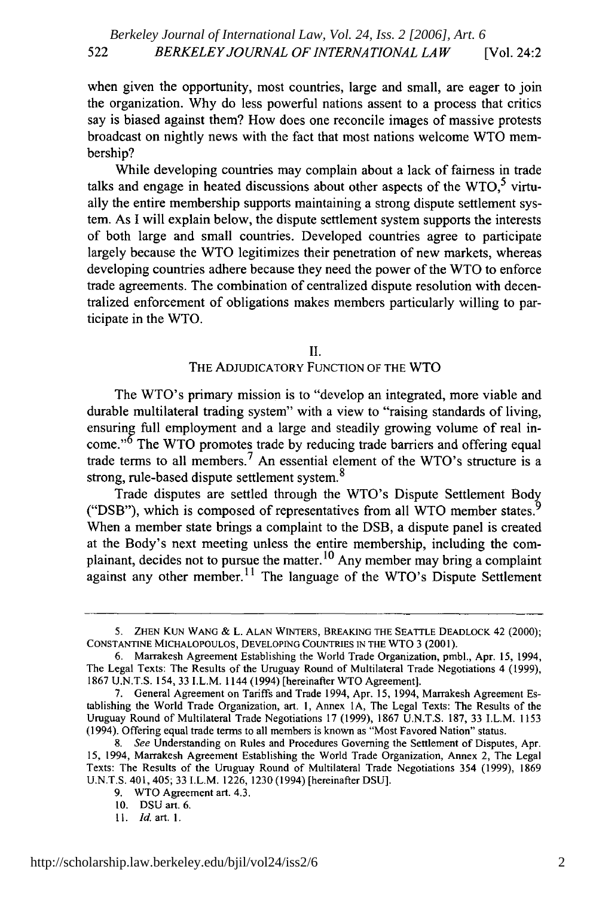when given the opportunity, most countries, large and small, are eager to join the organization. Why do less powerful nations assent to a process that critics say is biased against them? How does one reconcile images of massive protests broadcast on nightly news with the fact that most nations welcome WTO membership?

While developing countries may complain about a lack of fairness in trade talks and engage in heated discussions about other aspects of the WTO,[5] virtually the entire membership supports maintaining a strong dispute settlement system. As I will explain below, the dispute settlement system supports the interests of both large and small countries. Developed countries agree to participate largely because the WTO legitimizes their penetration of new markets, whereas developing countries adhere because they need the power of the WTO to enforce trade agreements. The combination of centralized dispute resolution with decentralized enforcement of obligations makes members particularly willing to participate in the WTO.

## II.
## THE ADJUDICATORY FUNCTION OF THE WTO

The WTO's primary mission is to "develop an integrated, more viable and durable multilateral trading system" with a view to "raising standards of living, ensuring full employment and a large and steadily growing volume of real income."[6] The WTO promotes trade by reducing trade barriers and offering equal trade terms to all members.[7] An essential element of the WTO's structure is a strong, rule-based dispute settlement system.[8]

Trade disputes are settled through the WTO's Dispute Settlement Body ("DSB"), which is composed of representatives from all WTO member states.[9] When a member state brings a complaint to the DSB, a dispute panel is created at the Body's next meeting unless the entire membership, including the complainant, decides not to pursue the matter.[10] Any member may bring a complaint against any other member.[11] The language of the WTO's Dispute Settlement

---

5. ZHEN KUN WANG & L. ALAN WINTERS, BREAKING THE SEATTLE DEADLOCK 42 (2000); CONSTANTINE MICHALOPOULOS, DEVELOPING COUNTRIES IN THE WTO 3 (2001).

6. Marrakesh Agreement Establishing the World Trade Organization, pmbl., Apr. 15, 1994, The Legal Texts: The Results of the Uruguay Round of Multilateral Trade Negotiations 4 (1999), 1867 U.N.T.S. 154, 33 I.L.M. 1144 (1994) [hereinafter WTO Agreement].

7. General Agreement on Tariffs and Trade 1994, Apr. 15, 1994, Marrakesh Agreement Establishing the World Trade Organization, art. 1, Annex 1A, The Legal Texts: The Results of the Uruguay Round of Multilateral Trade Negotiations 17 (1999), 1867 U.N.T.S. 187, 33 I.L.M. 1153 (1994). Offering equal trade terms to all members is known as "Most Favored Nation" status.

8. *See* Understanding on Rules and Procedures Governing the Settlement of Disputes, Apr. 15, 1994, Marrakesh Agreement Establishing the World Trade Organization, Annex 2, The Legal Texts: The Results of the Uruguay Round of Multilateral Trade Negotiations 354 (1999), 1869 U.N.T.S. 401, 405; 33 I.L.M. 1226, 1230 (1994) [hereinafter DSU].

9. WTO Agreement art. 4.3.

10. DSU art. 6.

11. *Id.* art. 1.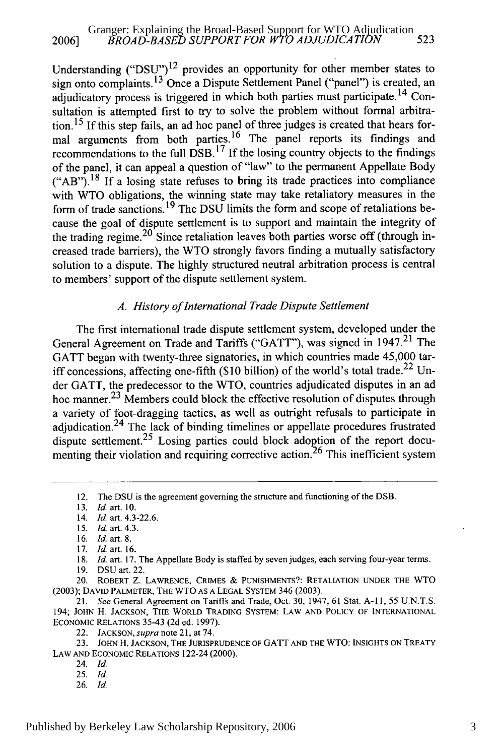Understanding ("DSU")[12] provides an opportunity for other member states to sign onto complaints.[13] Once a Dispute Settlement Panel ("panel") is created, an adjudicatory process is triggered in which both parties must participate.[14] Consultation is attempted first to try to solve the problem without formal arbitration.[15] If this step fails, an ad hoc panel of three judges is created that hears formal arguments from both parties.[16] The panel reports its findings and recommendations to the full DSB.[17] If the losing country objects to the findings of the panel, it can appeal a question of "law" to the permanent Appellate Body ("AB").[18] If a losing state refuses to bring its trade practices into compliance with WTO obligations, the winning state may take retaliatory measures in the form of trade sanctions.[19] The DSU limits the form and scope of retaliations because the goal of dispute settlement is to support and maintain the integrity of the trading regime.[20] Since retaliation leaves both parties worse off (through increased trade barriers), the WTO strongly favors finding a mutually satisfactory solution to a dispute. The highly structured neutral arbitration process is central to members' support of the dispute settlement system.

### *A. History of International Trade Dispute Settlement*

The first international trade dispute settlement system, developed under the General Agreement on Trade and Tariffs ("GATT"), was signed in 1947.[21] The GATT began with twenty-three signatories, in which countries made 45,000 tariff concessions, affecting one-fifth ($10 billion) of the world's total trade.[22] Under GATT, the predecessor to the WTO, countries adjudicated disputes in an ad hoc manner.[23] Members could block the effective resolution of disputes through a variety of foot-dragging tactics, as well as outright refusals to participate in adjudication.[24] The lack of binding timelines or appellate procedures frustrated dispute settlement.[25] Losing parties could block adoption of the report documenting their violation and requiring corrective action.[26] This inefficient system

---

12. The DSU is the agreement governing the structure and functioning of the DSB.
13. *Id.* art. 10.
14. *Id.* art. 4.3-22.6.
15. *Id.* art. 4.3.
16. *Id.* art. 8.
17. *Id.* art. 16.
18. *Id.* art. 17. The Appellate Body is staffed by seven judges, each serving four-year terms.
19. DSU art. 22.
20. ROBERT Z. LAWRENCE, CRIMES & PUNISHMENTS?: RETALIATION UNDER THE WTO (2003); DAVID PALMETER, THE WTO AS A LEGAL SYSTEM 346 (2003).
21. *See* General Agreement on Tariffs and Trade, Oct. 30, 1947, 61 Stat. A-11, 55 U.N.T.S. 194; JOHN H. JACKSON, THE WORLD TRADING SYSTEM: LAW AND POLICY OF INTERNATIONAL ECONOMIC RELATIONS 35-43 (2d ed. 1997).
22. JACKSON, *supra* note 21, at 74.
23. JOHN H. JACKSON, THE JURISPRUDENCE OF GATT AND THE WTO: INSIGHTS ON TREATY LAW AND ECONOMIC RELATIONS 122-24 (2000).
24. *Id.*
25. *Id.*
26. *Id.*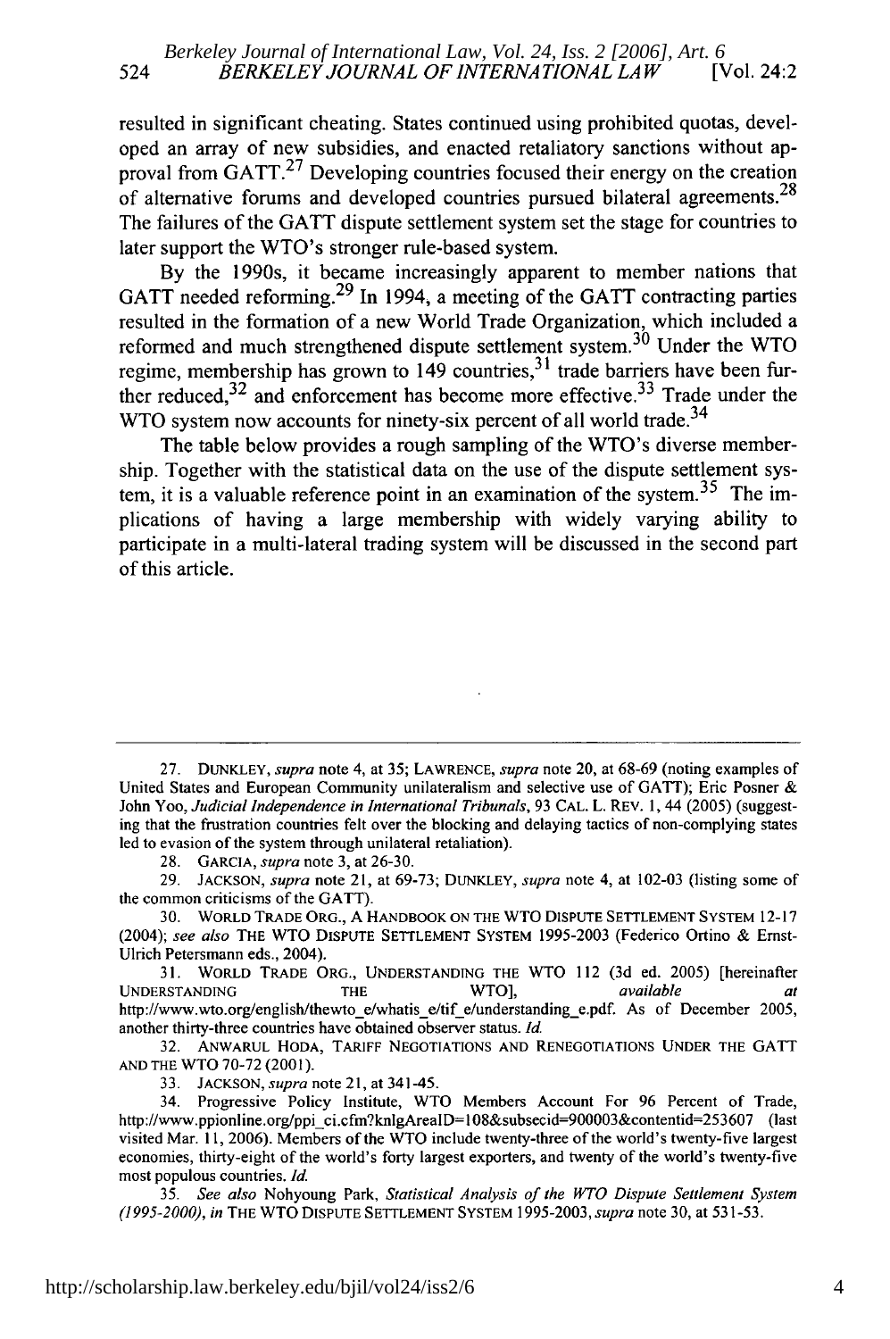resulted in significant cheating. States continued using prohibited quotas, developed an array of new subsidies, and enacted retaliatory sanctions without approval from GATT.[27] Developing countries focused their energy on the creation of alternative forums and developed countries pursued bilateral agreements.[28] The failures of the GATT dispute settlement system set the stage for countries to later support the WTO's stronger rule-based system.

By the 1990s, it became increasingly apparent to member nations that GATT needed reforming.[29] In 1994, a meeting of the GATT contracting parties resulted in the formation of a new World Trade Organization, which included a reformed and much strengthened dispute settlement system.[30] Under the WTO regime, membership has grown to 149 countries,[31] trade barriers have been further reduced,[32] and enforcement has become more effective.[33] Trade under the WTO system now accounts for ninety-six percent of all world trade.[34]

The table below provides a rough sampling of the WTO's diverse membership. Together with the statistical data on the use of the dispute settlement system, it is a valuable reference point in an examination of the system.[35] The implications of having a large membership with widely varying ability to participate in a multi-lateral trading system will be discussed in the second part of this article.

---

27. DUNKLEY, *supra* note 4, at 35; LAWRENCE, *supra* note 20, at 68-69 (noting examples of United States and European Community unilateralism and selective use of GATT); Eric Posner & John Yoo, *Judicial Independence in International Tribunals*, 93 CAL. L. REV. 1, 44 (2005) (suggesting that the frustration countries felt over the blocking and delaying tactics of non-complying states led to evasion of the system through unilateral retaliation).

28. GARCIA, *supra* note 3, at 26-30.

29. JACKSON, *supra* note 21, at 69-73; DUNKLEY, *supra* note 4, at 102-03 (listing some of the common criticisms of the GATT).

30. WORLD TRADE ORG., A HANDBOOK ON THE WTO DISPUTE SETTLEMENT SYSTEM 12-17 (2004); *see also* THE WTO DISPUTE SETTLEMENT SYSTEM 1995-2003 (Federico Ortino & Ernst-Ulrich Petersmann eds., 2004).

31. WORLD TRADE ORG., UNDERSTANDING THE WTO 112 (3d ed. 2005) [hereinafter UNDERSTANDING THE WTO], *available at* http://www.wto.org/english/thewto_e/whatis_e/tif_e/understanding_e.pdf. As of December 2005, another thirty-three countries have obtained observer status. *Id.*

32. ANWARUL HODA, TARIFF NEGOTIATIONS AND RENEGOTIATIONS UNDER THE GATT AND THE WTO 70-72 (2001).

33. JACKSON, *supra* note 21, at 341-45.

34. Progressive Policy Institute, WTO Members Account For 96 Percent of Trade, http://www.ppionline.org/ppi_ci.cfm?knlgAreaID=108&subsecid=900003&contentid=253607 (last visited Mar. 11, 2006). Members of the WTO include twenty-three of the world's twenty-five largest economies, thirty-eight of the world's forty largest exporters, and twenty of the world's twenty-five most populous countries. *Id.*

35. *See also* Nohyoung Park, *Statistical Analysis of the WTO Dispute Settlement System (1995-2000)*, *in* THE WTO DISPUTE SETTLEMENT SYSTEM 1995-2003, *supra* note 30, at 531-53.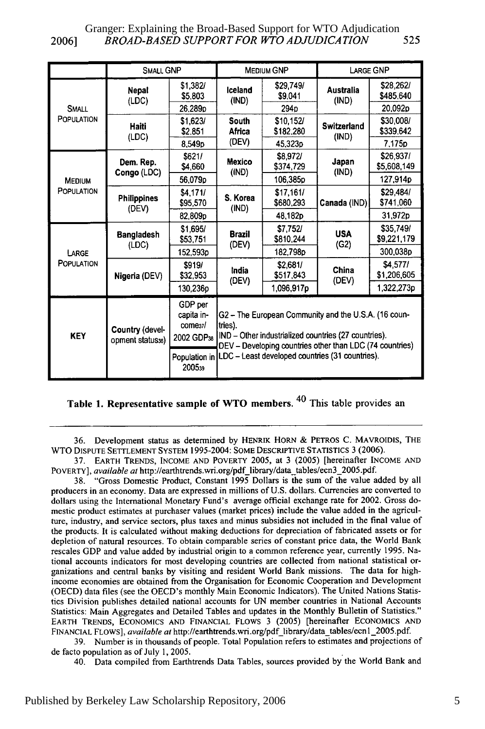| | Small GNP | | Medium GNP | | Large GNP | |
|---|---|---|---|---|---|---|
| Small Population | Nepal (LDC) | $1,382/ $5,803<br>26,289p | Iceland (IND) | $29,749/ $9,041<br>294p | Australia (IND) | $28,262/ $485,640<br>20,092p |
| | Haiti (LDC) | $1,623/ $2,851<br>8,549p | South Africa (DEV) | $10,152/ $182,280<br>45,323p | Switzerland (IND) | $30,008/ $339,642<br>7,175p |
| Medium Population | Dem. Rep. Congo (LDC) | $621/ $4,660<br>56,079p | Mexico (IND) | $8,972/ $374,729<br>106,385p | Japan (IND) | $26,937/ $5,608,149<br>127,914p |
| | Philippines (DEV) | $4,171/ $95,570<br>82,809p | S. Korea (IND) | $17,161/ $680,293<br>48,182p | Canada (IND) | $29,484/ $741,060<br>31,972p |
| Large Population | Bangladesh (LDC) | $1,695/ $53,751<br>152,593p | Brazil (DEV) | $7,752/ $810,244<br>182,798p | USA (G2) | $35,749/ $9,221,179<br>300,038p |
| | Nigeria (DEV) | $919/ $32,953<br>130,236p | India (DEV) | $2,681/ $517,843<br>1,096,917p | China (DEV) | $4,577/ $1,206,605<br>1,322,273p |
| Key | Country (development status[36]) | GDP per capita income[37]/ 2002 GDP[38]<br>Population in 2005[39] | G2 – The European Community and the U.S.A. (16 countries).<br>IND – Other industrialized countries (27 countries).<br>DEV – Developing countries other than LDC (74 countries)<br>LDC – Least developed countries (31 countries). | | | |

**Table 1. Representative sample of WTO members.** [40] This table provides an

---

36. Development status as determined by HENRIK HORN & PETROS C. MAVROIDIS, THE WTO DISPUTE SETTLEMENT SYSTEM 1995-2004: SOME DESCRIPTIVE STATISTICS 3 (2006).

37. EARTH TRENDS, INCOME AND POVERTY 2005, at 3 (2005) [hereinafter INCOME AND POVERTY], *available at* http://earthtrends.wri.org/pdf_library/data_tables/ecn3_2005.pdf.

38. "Gross Domestic Product, Constant 1995 Dollars is the sum of the value added by all producers in an economy. Data are expressed in millions of U.S. dollars. Currencies are converted to dollars using the International Monetary Fund's average official exchange rate for 2002. Gross domestic product estimates at purchaser values (market prices) include the value added in the agriculture, industry, and service sectors, plus taxes and minus subsidies not included in the final value of the products. It is calculated without making deductions for depreciation of fabricated assets or for depletion of natural resources. To obtain comparable series of constant price data, the World Bank rescales GDP and value added by industrial origin to a common reference year, currently 1995. National accounts indicators for most developing countries are collected from national statistical organizations and central banks by visiting and resident World Bank missions. The data for high-income economies are obtained from the Organisation for Economic Cooperation and Development (OECD) data files (see the OECD's monthly Main Economic Indicators). The United Nations Statistics Division publishes detailed national accounts for UN member countries in National Accounts Statistics: Main Aggregates and Detailed Tables and updates in the Monthly Bulletin of Statistics." EARTH TRENDS, ECONOMICS AND FINANCIAL FLOWS 3 (2005) [hereinafter ECONOMICS AND FINANCIAL FLOWS], *available at* http://earthtrends.wri.org/pdf_library/data_tables/ecn1_2005.pdf.

39. Number is in thousands of people. Total Population refers to estimates and projections of de facto population as of July 1, 2005.

40. Data compiled from Earthtrends Data Tables, sources provided by the World Bank and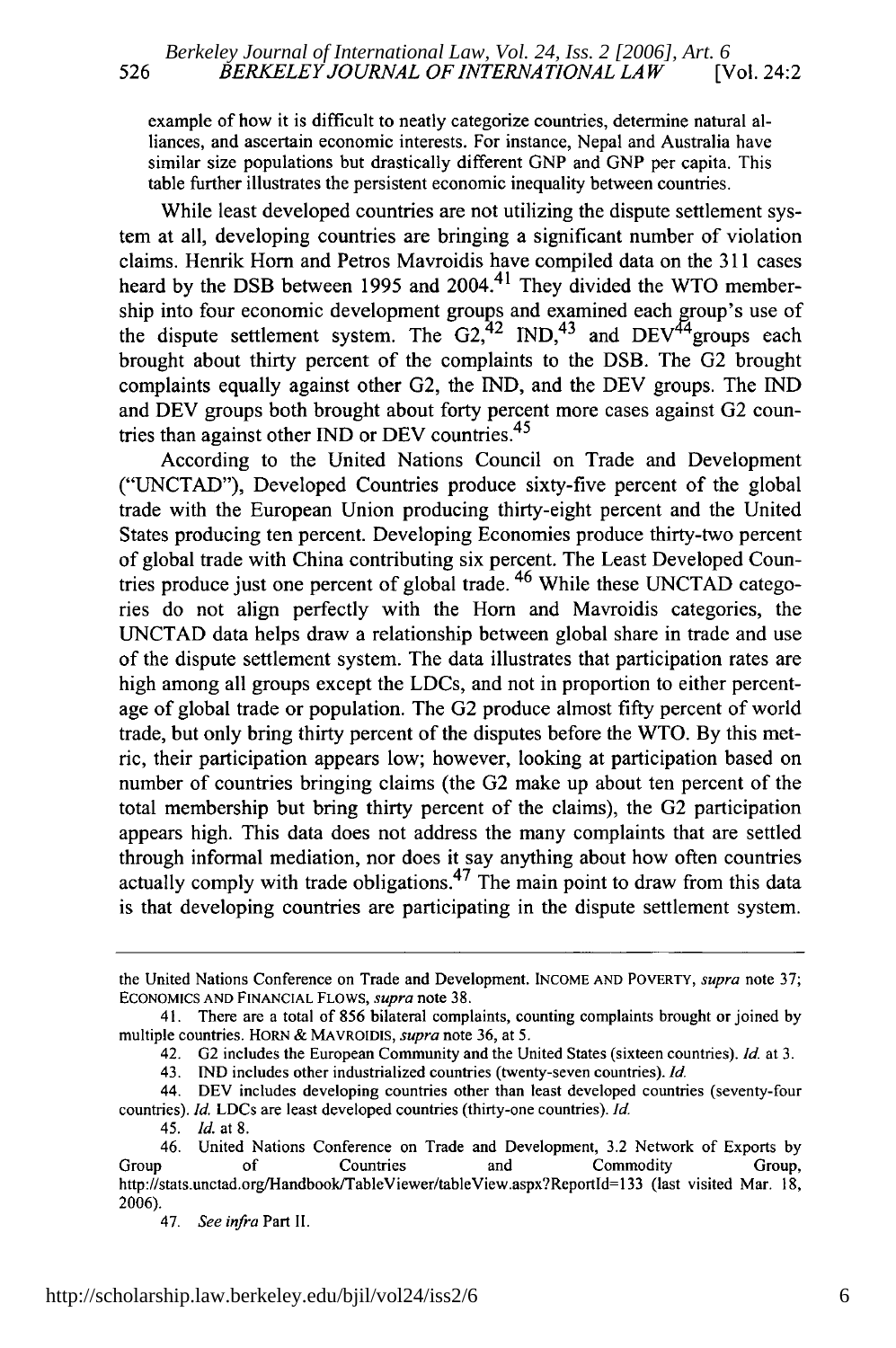example of how it is difficult to neatly categorize countries, determine natural alliances, and ascertain economic interests. For instance, Nepal and Australia have similar size populations but drastically different GNP and GNP per capita. This table further illustrates the persistent economic inequality between countries.

While least developed countries are not utilizing the dispute settlement system at all, developing countries are bringing a significant number of violation claims. Henrik Horn and Petros Mavroidis have compiled data on the 311 cases heard by the DSB between 1995 and 2004.[41] They divided the WTO membership into four economic development groups and examined each group's use of the dispute settlement system. The G2,[42] IND,[43] and DEV[44] groups each brought about thirty percent of the complaints to the DSB. The G2 brought complaints equally against other G2, the IND, and the DEV groups. The IND and DEV groups both brought about forty percent more cases against G2 countries than against other IND or DEV countries.[45]

According to the United Nations Council on Trade and Development ("UNCTAD"), Developed Countries produce sixty-five percent of the global trade with the European Union producing thirty-eight percent and the United States producing ten percent. Developing Economies produce thirty-two percent of global trade with China contributing six percent. The Least Developed Countries produce just one percent of global trade.[46] While these UNCTAD categories do not align perfectly with the Horn and Mavroidis categories, the UNCTAD data helps draw a relationship between global share in trade and use of the dispute settlement system. The data illustrates that participation rates are high among all groups except the LDCs, and not in proportion to either percentage of global trade or population. The G2 produce almost fifty percent of world trade, but only bring thirty percent of the disputes before the WTO. By this metric, their participation appears low; however, looking at participation based on number of countries bringing claims (the G2 make up about ten percent of the total membership but bring thirty percent of the claims), the G2 participation appears high. This data does not address the many complaints that are settled through informal mediation, nor does it say anything about how often countries actually comply with trade obligations.[47] The main point to draw from this data is that developing countries are participating in the dispute settlement system.

---

the United Nations Conference on Trade and Development. INCOME AND POVERTY, *supra* note 37; ECONOMICS AND FINANCIAL FLOWS, *supra* note 38.

41. There are a total of 856 bilateral complaints, counting complaints brought or joined by multiple countries. HORN & MAVROIDIS, *supra* note 36, at 5.

42. G2 includes the European Community and the United States (sixteen countries). *Id.* at 3.

43. IND includes other industrialized countries (twenty-seven countries). *Id.*

44. DEV includes developing countries other than least developed countries (seventy-four countries). *Id.* LDCs are least developed countries (thirty-one countries). *Id.*

45. *Id.* at 8.

46. United Nations Conference on Trade and Development, 3.2 Network of Exports by Group of Countries and Commodity Group, http://stats.unctad.org/Handbook/TableViewer/tableView.aspx?ReportId=133 (last visited Mar. 18, 2006).

47. *See infra* Part II.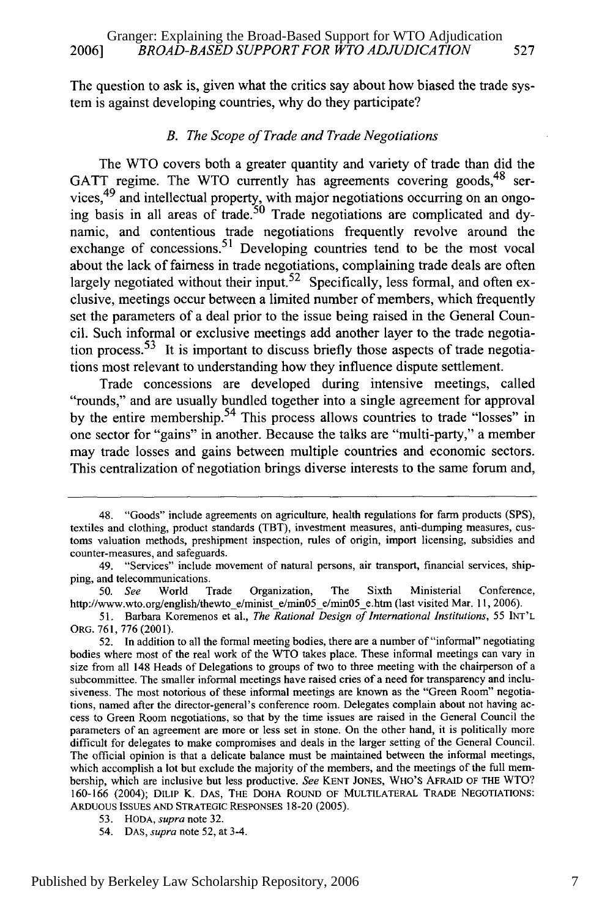The question to ask is, given what the critics say about how biased the trade system is against developing countries, why do they participate?

### *B. The Scope of Trade and Trade Negotiations*

The WTO covers both a greater quantity and variety of trade than did the GATT regime. The WTO currently has agreements covering goods,[48] services,[49] and intellectual property, with major negotiations occurring on an ongoing basis in all areas of trade.[50] Trade negotiations are complicated and dynamic, and contentious trade negotiations frequently revolve around the exchange of concessions.[51] Developing countries tend to be the most vocal about the lack of fairness in trade negotiations, complaining trade deals are often largely negotiated without their input.[52] Specifically, less formal, and often exclusive, meetings occur between a limited number of members, which frequently set the parameters of a deal prior to the issue being raised in the General Council. Such informal or exclusive meetings add another layer to the trade negotiation process.[53] It is important to discuss briefly those aspects of trade negotiations most relevant to understanding how they influence dispute settlement.

Trade concessions are developed during intensive meetings, called "rounds," and are usually bundled together into a single agreement for approval by the entire membership.[54] This process allows countries to trade "losses" in one sector for "gains" in another. Because the talks are "multi-party," a member may trade losses and gains between multiple countries and economic sectors. This centralization of negotiation brings diverse interests to the same forum and,

---

48. "Goods" include agreements on agriculture, health regulations for farm products (SPS), textiles and clothing, product standards (TBT), investment measures, anti-dumping measures, customs valuation methods, preshipment inspection, rules of origin, import licensing, subsidies and counter-measures, and safeguards.

49. "Services" include movement of natural persons, air transport, financial services, shipping, and telecommunications.

50. *See* World Trade Organization, The Sixth Ministerial Conference, http://www.wto.org/english/thewto_e/minist_e/min05_e/min05_e.htm (last visited Mar. 11, 2006).

51. Barbara Koremenos et al., *The Rational Design of International Institutions*, 55 INT'L ORG. 761, 776 (2001).

52. In addition to all the formal meeting bodies, there are a number of "informal" negotiating bodies where most of the real work of the WTO takes place. These informal meetings can vary in size from all 148 Heads of Delegations to groups of two to three meeting with the chairperson of a subcommittee. The smaller informal meetings have raised cries of a need for transparency and inclusiveness. The most notorious of these informal meetings are known as the "Green Room" negotiations, named after the director-general's conference room. Delegates complain about not having access to Green Room negotiations, so that by the time issues are raised in the General Council the parameters of an agreement are more or less set in stone. On the other hand, it is politically more difficult for delegates to make compromises and deals in the larger setting of the General Council. The official opinion is that a delicate balance must be maintained between the informal meetings, which accomplish a lot but exclude the majority of the members, and the meetings of the full membership, which are inclusive but less productive. *See* KENT JONES, WHO'S AFRAID OF THE WTO? 160-166 (2004); DILIP K. DAS, THE DOHA ROUND OF MULTILATERAL TRADE NEGOTIATIONS: ARDUOUS ISSUES AND STRATEGIC RESPONSES 18-20 (2005).

53. HODA, *supra* note 32.

54. DAS, *supra* note 52, at 3-4.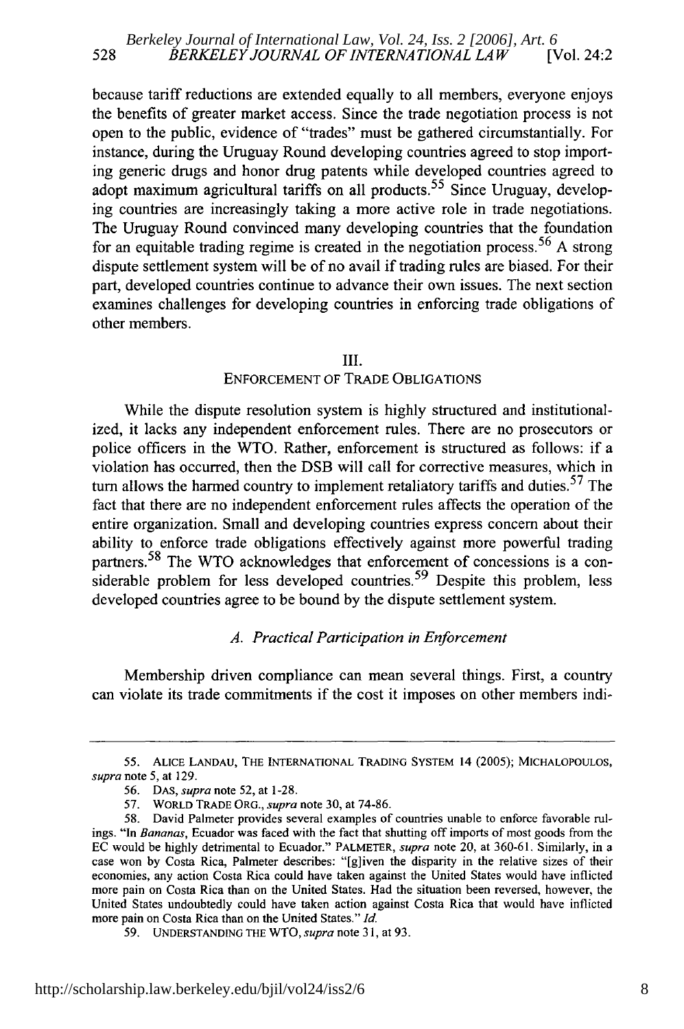because tariff reductions are extended equally to all members, everyone enjoys the benefits of greater market access. Since the trade negotiation process is not open to the public, evidence of "trades" must be gathered circumstantially. For instance, during the Uruguay Round developing countries agreed to stop importing generic drugs and honor drug patents while developed countries agreed to adopt maximum agricultural tariffs on all products.[55] Since Uruguay, developing countries are increasingly taking a more active role in trade negotiations. The Uruguay Round convinced many developing countries that the foundation for an equitable trading regime is created in the negotiation process.[56] A strong dispute settlement system will be of no avail if trading rules are biased. For their part, developed countries continue to advance their own issues. The next section examines challenges for developing countries in enforcing trade obligations of other members.

## III. ENFORCEMENT OF TRADE OBLIGATIONS

While the dispute resolution system is highly structured and institutionalized, it lacks any independent enforcement rules. There are no prosecutors or police officers in the WTO. Rather, enforcement is structured as follows: if a violation has occurred, then the DSB will call for corrective measures, which in turn allows the harmed country to implement retaliatory tariffs and duties.[57] The fact that there are no independent enforcement rules affects the operation of the entire organization. Small and developing countries express concern about their ability to enforce trade obligations effectively against more powerful trading partners.[58] The WTO acknowledges that enforcement of concessions is a considerable problem for less developed countries.[59] Despite this problem, less developed countries agree to be bound by the dispute settlement system.

### *A. Practical Participation in Enforcement*

Membership driven compliance can mean several things. First, a country can violate its trade commitments if the cost it imposes on other members indi-

---

55. ALICE LANDAU, THE INTERNATIONAL TRADING SYSTEM 14 (2005); MICHALOPOULOS, *supra* note 5, at 129.

56. DAS, *supra* note 52, at 1-28.

57. WORLD TRADE ORG., *supra* note 30, at 74-86.

58. David Palmeter provides several examples of countries unable to enforce favorable rulings. "In *Bananas*, Ecuador was faced with the fact that shutting off imports of most goods from the EC would be highly detrimental to Ecuador." PALMETER, *supra* note 20, at 360-61. Similarly, in a case won by Costa Rica, Palmeter describes: "[g]iven the disparity in the relative sizes of their economies, any action Costa Rica could have taken against the United States would have inflicted more pain on Costa Rica than on the United States. Had the situation been reversed, however, the United States undoubtedly could have taken action against Costa Rica that would have inflicted more pain on Costa Rica than on the United States." *Id.*

59. UNDERSTANDING THE WTO, *supra* note 31, at 93.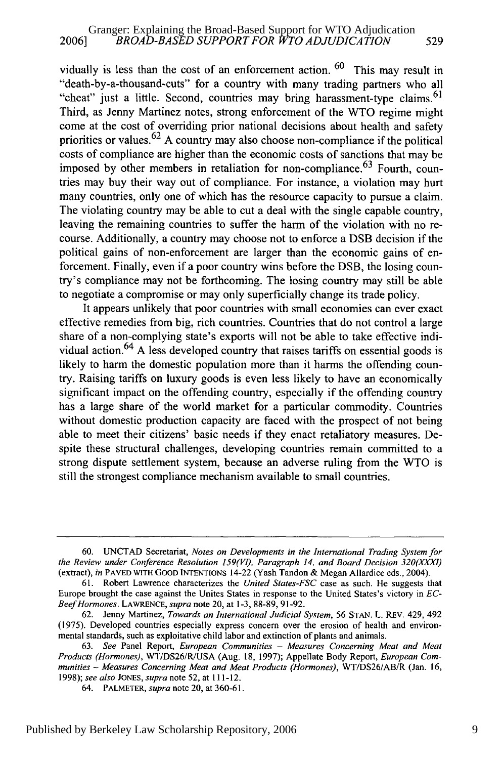vidually is less than the cost of an enforcement action.[60] This may result in "death-by-a-thousand-cuts" for a country with many trading partners who all "cheat" just a little. Second, countries may bring harassment-type claims.[61] Third, as Jenny Martinez notes, strong enforcement of the WTO regime might come at the cost of overriding prior national decisions about health and safety priorities or values.[62] A country may also choose non-compliance if the political costs of compliance are higher than the economic costs of sanctions that may be imposed by other members in retaliation for non-compliance.[63] Fourth, countries may buy their way out of compliance. For instance, a violation may hurt many countries, only one of which has the resource capacity to pursue a claim. The violating country may be able to cut a deal with the single capable country, leaving the remaining countries to suffer the harm of the violation with no recourse. Additionally, a country may choose not to enforce a DSB decision if the political gains of non-enforcement are larger than the economic gains of enforcement. Finally, even if a poor country wins before the DSB, the losing country's compliance may not be forthcoming. The losing country may still be able to negotiate a compromise or may only superficially change its trade policy.

It appears unlikely that poor countries with small economies can ever exact effective remedies from big, rich countries. Countries that do not control a large share of a non-complying state's exports will not be able to take effective individual action.[64] A less developed country that raises tariffs on essential goods is likely to harm the domestic population more than it harms the offending country. Raising tariffs on luxury goods is even less likely to have an economically significant impact on the offending country, especially if the offending country has a large share of the world market for a particular commodity. Countries without domestic production capacity are faced with the prospect of not being able to meet their citizens' basic needs if they enact retaliatory measures. Despite these structural challenges, developing countries remain committed to a strong dispute settlement system, because an adverse ruling from the WTO is still the strongest compliance mechanism available to small countries.

---

60. UNCTAD Secretariat, *Notes on Developments in the International Trading System for the Review under Conference Resolution 159(VI), Paragraph 14, and Board Decision 320(XXXI)* (extract), *in* PAVED WITH GOOD INTENTIONS 14-22 (Yash Tandon & Megan Allardice eds., 2004).

61. Robert Lawrence characterizes the *United States-FSC* case as such. He suggests that Europe brought the case against the Unites States in response to the United States's victory in *EC-Beef Hormones*. LAWRENCE, *supra* note 20, at 1-3, 88-89, 91-92.

62. Jenny Martinez, *Towards an International Judicial System*, 56 STAN. L. REV. 429, 492 (1975). Developed countries especially express concern over the erosion of health and environmental standards, such as exploitative child labor and extinction of plants and animals.

63. *See* Panel Report, *European Communities – Measures Concerning Meat and Meat Products (Hormones)*, WT/DS26/R/USA (Aug. 18, 1997); Appellate Body Report, *European Communities – Measures Concerning Meat and Meat Products (Hormones)*, WT/DS26/AB/R (Jan. 16, 1998); *see also* JONES, *supra* note 52, at 111-12.

64. PALMETER, *supra* note 20, at 360-61.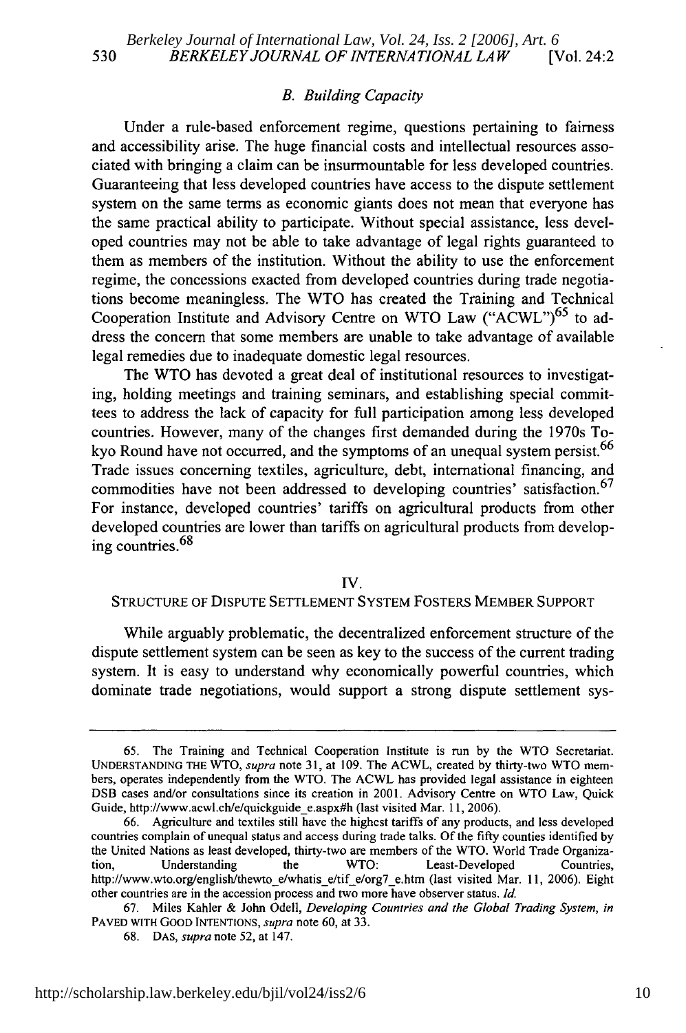### *B. Building Capacity*

Under a rule-based enforcement regime, questions pertaining to fairness and accessibility arise. The huge financial costs and intellectual resources associated with bringing a claim can be insurmountable for less developed countries. Guaranteeing that less developed countries have access to the dispute settlement system on the same terms as economic giants does not mean that everyone has the same practical ability to participate. Without special assistance, less developed countries may not be able to take advantage of legal rights guaranteed to them as members of the institution. Without the ability to use the enforcement regime, the concessions exacted from developed countries during trade negotiations become meaningless. The WTO has created the Training and Technical Cooperation Institute and Advisory Centre on WTO Law ("ACWL")[65] to address the concern that some members are unable to take advantage of available legal remedies due to inadequate domestic legal resources.

The WTO has devoted a great deal of institutional resources to investigating, holding meetings and training seminars, and establishing special committees to address the lack of capacity for full participation among less developed countries. However, many of the changes first demanded during the 1970s Tokyo Round have not occurred, and the symptoms of an unequal system persist.[66] Trade issues concerning textiles, agriculture, debt, international financing, and commodities have not been addressed to developing countries' satisfaction.[67] For instance, developed countries' tariffs on agricultural products from other developed countries are lower than tariffs on agricultural products from developing countries.[68]

## IV.
## STRUCTURE OF DISPUTE SETTLEMENT SYSTEM FOSTERS MEMBER SUPPORT

While arguably problematic, the decentralized enforcement structure of the dispute settlement system can be seen as key to the success of the current trading system. It is easy to understand why economically powerful countries, which dominate trade negotiations, would support a strong dispute settlement sys-

---

65. The Training and Technical Cooperation Institute is run by the WTO Secretariat. UNDERSTANDING THE WTO, *supra* note 31, at 109. The ACWL, created by thirty-two WTO members, operates independently from the WTO. The ACWL has provided legal assistance in eighteen DSB cases and/or consultations since its creation in 2001. Advisory Centre on WTO Law, Quick Guide, http://www.acwl.ch/e/quickguide_e.aspx#h (last visited Mar. 11, 2006).

66. Agriculture and textiles still have the highest tariffs of any products, and less developed countries complain of unequal status and access during trade talks. Of the fifty counties identified by the United Nations as least developed, thirty-two are members of the WTO. World Trade Organization, Understanding the WTO: Least-Developed Countries, http://www.wto.org/english/thewto_e/whatis_e/tif_e/org7_e.htm (last visited Mar. 11, 2006). Eight other countries are in the accession process and two more have observer status. *Id.*

67. Miles Kahler & John Odell, *Developing Countries and the Global Trading System*, *in* PAVED WITH GOOD INTENTIONS, *supra* note 60, at 33.

68. DAS, *supra* note 52, at 147.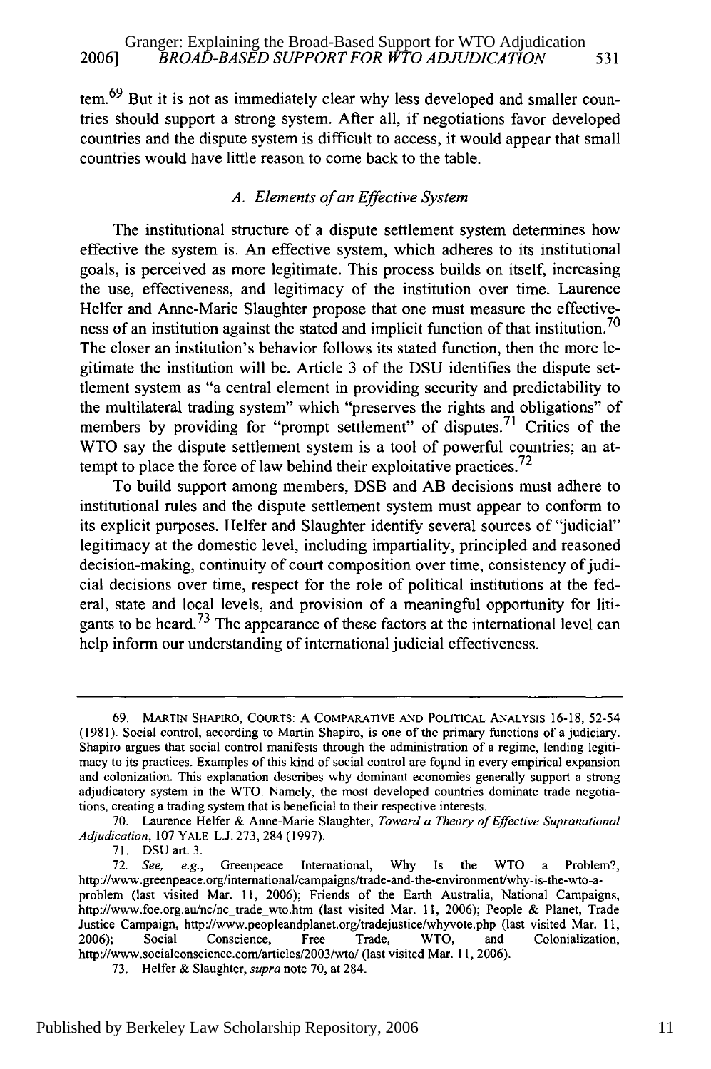tem.[69] But it is not as immediately clear why less developed and smaller countries should support a strong system. After all, if negotiations favor developed countries and the dispute system is difficult to access, it would appear that small countries would have little reason to come back to the table.

### *A. Elements of an Effective System*

The institutional structure of a dispute settlement system determines how effective the system is. An effective system, which adheres to its institutional goals, is perceived as more legitimate. This process builds on itself, increasing the use, effectiveness, and legitimacy of the institution over time. Laurence Helfer and Anne-Marie Slaughter propose that one must measure the effectiveness of an institution against the stated and implicit function of that institution.[70] The closer an institution's behavior follows its stated function, then the more legitimate the institution will be. Article 3 of the DSU identifies the dispute settlement system as "a central element in providing security and predictability to the multilateral trading system" which "preserves the rights and obligations" of members by providing for "prompt settlement" of disputes.[71] Critics of the WTO say the dispute settlement system is a tool of powerful countries; an attempt to place the force of law behind their exploitative practices.[72]

To build support among members, DSB and AB decisions must adhere to institutional rules and the dispute settlement system must appear to conform to its explicit purposes. Helfer and Slaughter identify several sources of "judicial" legitimacy at the domestic level, including impartiality, principled and reasoned decision-making, continuity of court composition over time, consistency of judicial decisions over time, respect for the role of political institutions at the federal, state and local levels, and provision of a meaningful opportunity for litigants to be heard.[73] The appearance of these factors at the international level can help inform our understanding of international judicial effectiveness.

---

69. MARTIN SHAPIRO, COURTS: A COMPARATIVE AND POLITICAL ANALYSIS 16-18, 52-54 (1981). Social control, according to Martin Shapiro, is one of the primary functions of a judiciary. Shapiro argues that social control manifests through the administration of a regime, lending legitimacy to its practices. Examples of this kind of social control are found in every empirical expansion and colonization. This explanation describes why dominant economies generally support a strong adjudicatory system in the WTO. Namely, the most developed countries dominate trade negotiations, creating a trading system that is beneficial to their respective interests.

70. Laurence Helfer & Anne-Marie Slaughter, *Toward a Theory of Effective Supranational Adjudication*, 107 YALE L.J. 273, 284 (1997).

71. DSU art. 3.

72. *See, e.g.*, Greenpeace International, Why Is the WTO a Problem?, http://www.greenpeace.org/international/campaigns/trade-and-the-environment/why-is-the-wto-a-problem (last visited Mar. 11, 2006); Friends of the Earth Australia, National Campaigns, http://www.foe.org.au/nc/nc_trade_wto.htm (last visited Mar. 11, 2006); People & Planet, Trade Justice Campaign, http://www.peopleandplanet.org/tradejustice/whyvote.php (last visited Mar. 11, 2006); Social Conscience, Free Trade, WTO, and Colonialization, http://www.socialconscience.com/articles/2003/wto/ (last visited Mar. 11, 2006).

73. Helfer & Slaughter, *supra* note 70, at 284.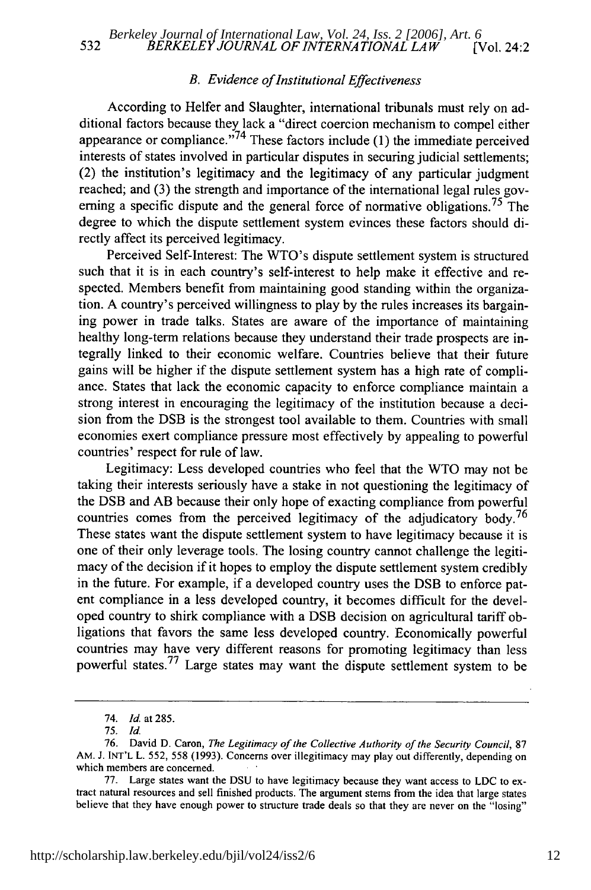### B. *Evidence of Institutional Effectiveness*

According to Helfer and Slaughter, international tribunals must rely on additional factors because they lack a "direct coercion mechanism to compel either appearance or compliance."[74] These factors include (1) the immediate perceived interests of states involved in particular disputes in securing judicial settlements; (2) the institution's legitimacy and the legitimacy of any particular judgment reached; and (3) the strength and importance of the international legal rules governing a specific dispute and the general force of normative obligations.[75] The degree to which the dispute settlement system evinces these factors should directly affect its perceived legitimacy.

Perceived Self-Interest: The WTO's dispute settlement system is structured such that it is in each country's self-interest to help make it effective and respected. Members benefit from maintaining good standing within the organization. A country's perceived willingness to play by the rules increases its bargaining power in trade talks. States are aware of the importance of maintaining healthy long-term relations because they understand their trade prospects are integrally linked to their economic welfare. Countries believe that their future gains will be higher if the dispute settlement system has a high rate of compliance. States that lack the economic capacity to enforce compliance maintain a strong interest in encouraging the legitimacy of the institution because a decision from the DSB is the strongest tool available to them. Countries with small economies exert compliance pressure most effectively by appealing to powerful countries' respect for rule of law.

Legitimacy: Less developed countries who feel that the WTO may not be taking their interests seriously have a stake in not questioning the legitimacy of the DSB and AB because their only hope of exacting compliance from powerful countries comes from the perceived legitimacy of the adjudicatory body.[76] These states want the dispute settlement system to have legitimacy because it is one of their only leverage tools. The losing country cannot challenge the legitimacy of the decision if it hopes to employ the dispute settlement system credibly in the future. For example, if a developed country uses the DSB to enforce patent compliance in a less developed country, it becomes difficult for the developed country to shirk compliance with a DSB decision on agricultural tariff obligations that favors the same less developed country. Economically powerful countries may have very different reasons for promoting legitimacy than less powerful states.[77] Large states may want the dispute settlement system to be

---

74. *Id.* at 285.

75. *Id.*

76. David D. Caron, *The Legitimacy of the Collective Authority of the Security Council*, 87 AM. J. INT'L L. 552, 558 (1993). Concerns over illegitimacy may play out differently, depending on which members are concerned.

77. Large states want the DSU to have legitimacy because they want access to LDC to extract natural resources and sell finished products. The argument stems from the idea that large states believe that they have enough power to structure trade deals so that they are never on the "losing"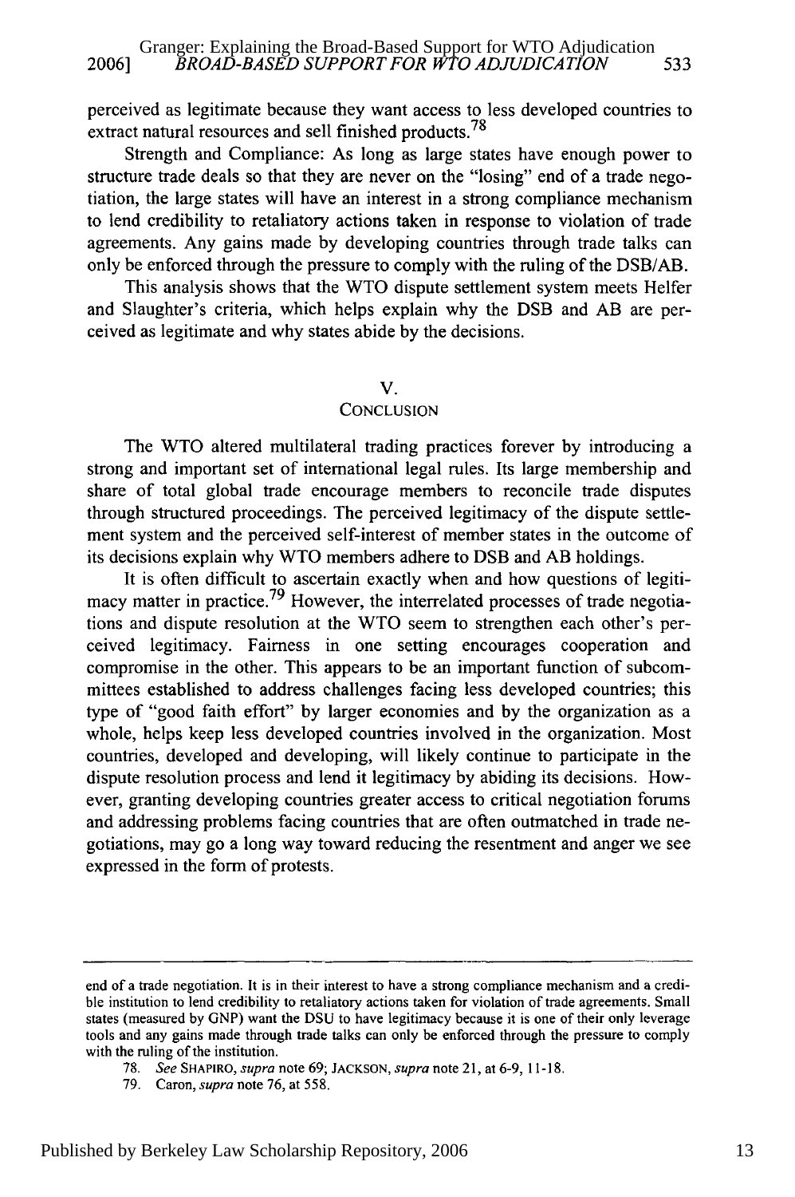perceived as legitimate because they want access to less developed countries to extract natural resources and sell finished products.[78]

Strength and Compliance: As long as large states have enough power to structure trade deals so that they are never on the "losing" end of a trade negotiation, the large states will have an interest in a strong compliance mechanism to lend credibility to retaliatory actions taken in response to violation of trade agreements. Any gains made by developing countries through trade talks can only be enforced through the pressure to comply with the ruling of the DSB/AB.

This analysis shows that the WTO dispute settlement system meets Helfer and Slaughter's criteria, which helps explain why the DSB and AB are perceived as legitimate and why states abide by the decisions.

## V.
## CONCLUSION

The WTO altered multilateral trading practices forever by introducing a strong and important set of international legal rules. Its large membership and share of total global trade encourage members to reconcile trade disputes through structured proceedings. The perceived legitimacy of the dispute settlement system and the perceived self-interest of member states in the outcome of its decisions explain why WTO members adhere to DSB and AB holdings.

It is often difficult to ascertain exactly when and how questions of legitimacy matter in practice.[79] However, the interrelated processes of trade negotiations and dispute resolution at the WTO seem to strengthen each other's perceived legitimacy. Fairness in one setting encourages cooperation and compromise in the other. This appears to be an important function of subcommittees established to address challenges facing less developed countries; this type of "good faith effort" by larger economies and by the organization as a whole, helps keep less developed countries involved in the organization. Most countries, developed and developing, will likely continue to participate in the dispute resolution process and lend it legitimacy by abiding its decisions. However, granting developing countries greater access to critical negotiation forums and addressing problems facing countries that are often outmatched in trade negotiations, may go a long way toward reducing the resentment and anger we see expressed in the form of protests.

---

end of a trade negotiation. It is in their interest to have a strong compliance mechanism and a credible institution to lend credibility to retaliatory actions taken for violation of trade agreements. Small states (measured by GNP) want the DSU to have legitimacy because it is one of their only leverage tools and any gains made through trade talks can only be enforced through the pressure to comply with the ruling of the institution.

78. *See* SHAPIRO, *supra* note 69; JACKSON, *supra* note 21, at 6-9, 11-18.

79. Caron, *supra* note 76, at 558.